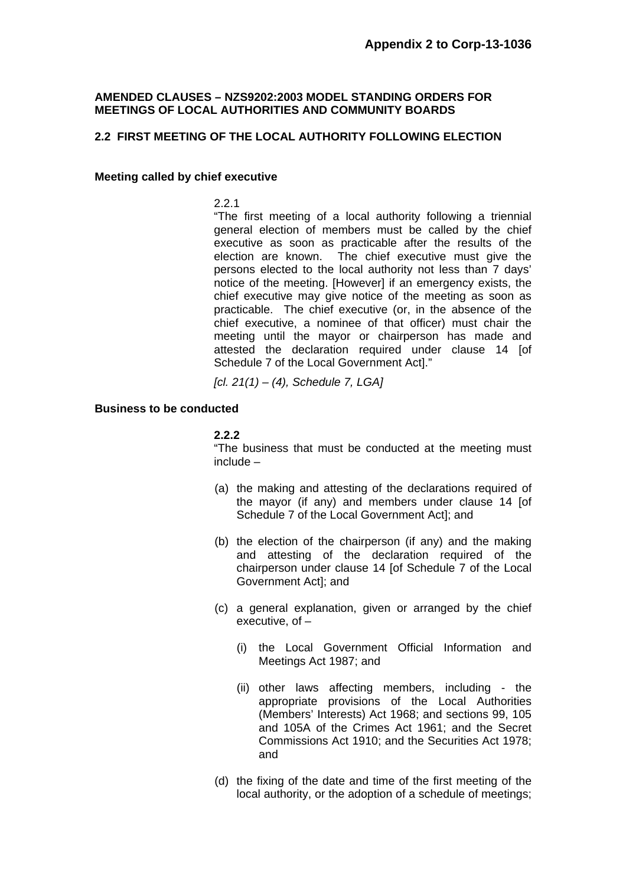**Appendix 2 to Corp-13-1036**

**AMENDED CLAUSES – NZS9202:2003 MODEL STANDING ORDERS FOR MEETINGS OF LOCAL AUTHORITIES AND COMMUNITY BOARDS**

## 2.2 FIRST MEETING OF THE LOCAL AUTHORITY FOLLOWING ELECTION

### Meeting called by chief executive

2.2.1

"The first meeting of a local authority following a triennial general election of members must be called by the chief executive as soon as practicable after the results of the election are known. The chief executive must give the persons elected to the local authority not less than 7 days' notice of the meeting. [However] if an emergency exists, the chief executive may give notice of the meeting as soon as practicable. The chief executive (or, in the absence of the chief executive, a nominee of that officer) must chair the meeting until the mayor or chairperson has made and attested the declaration required under clause 14 [of Schedule 7 of the Local Government Act]."

*[cl. 21(1) – (4), Schedule 7, LGA]*

### Business to be conducted

**2.2.2**

"The business that must be conducted at the meeting must include –

(a) the making and attesting of the declarations required of the mayor (if any) and members under clause 14 [of Schedule 7 of the Local Government Act]; and

(b) the election of the chairperson (if any) and the making and attesting of the declaration required of the chairperson under clause 14 [of Schedule 7 of the Local Government Act]; and

(c) a general explanation, given or arranged by the chief executive, of –

  (i) the Local Government Official Information and Meetings Act 1987; and

  (ii) other laws affecting members, including - the appropriate provisions of the Local Authorities (Members' Interests) Act 1968; and sections 99, 105 and 105A of the Crimes Act 1961; and the Secret Commissions Act 1910; and the Securities Act 1978; and

(d) the fixing of the date and time of the first meeting of the local authority, or the adoption of a schedule of meetings;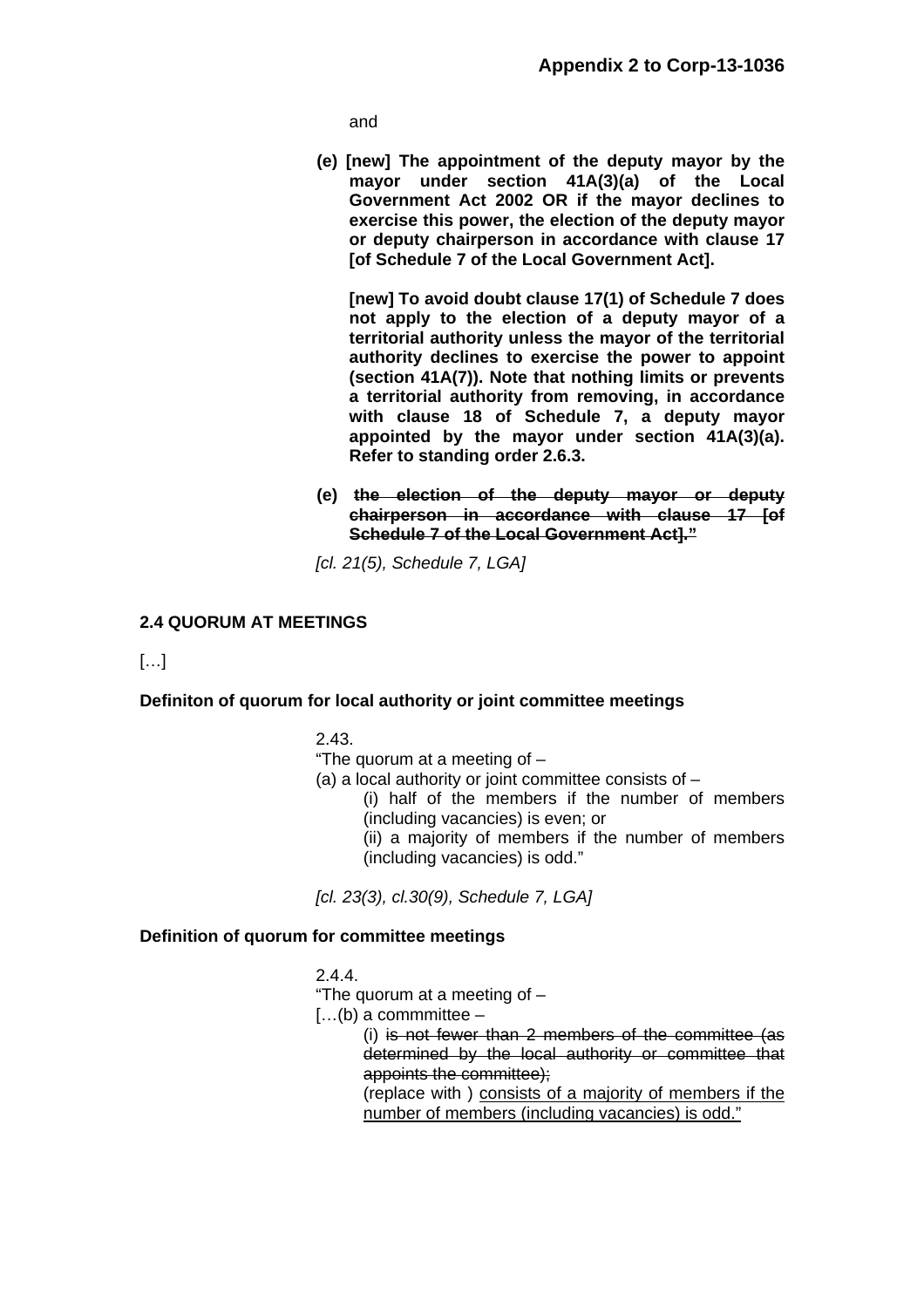and

**(e) [new] The appointment of the deputy mayor by the mayor under section 41A(3)(a) of the Local Government Act 2002 OR if the mayor declines to exercise this power, the election of the deputy mayor or deputy chairperson in accordance with clause 17 [of Schedule 7 of the Local Government Act].**

**[new] To avoid doubt clause 17(1) of Schedule 7 does not apply to the election of a deputy mayor of a territorial authority unless the mayor of the territorial authority declines to exercise the power to appoint (section 41A(7)). Note that nothing limits or prevents a territorial authority from removing, in accordance with clause 18 of Schedule 7, a deputy mayor appointed by the mayor under section 41A(3)(a). Refer to standing order 2.6.3.**

**(e)** ~~**the election of the deputy mayor or deputy chairperson in accordance with clause 17 [of Schedule 7 of the Local Government Act]."**~~

*[cl. 21(5), Schedule 7, LGA]*

**2.4 QUORUM AT MEETINGS**

[…]

**Definiton of quorum for local authority or joint committee meetings**

2.43.
"The quorum at a meeting of –
(a) a local authority or joint committee consists of –
(i) half of the members if the number of members (including vacancies) is even; or
(ii) a majority of members if the number of members (including vacancies) is odd."

*[cl. 23(3), cl.30(9), Schedule 7, LGA]*

**Definition of quorum for committee meetings**

2.4.4.
"The quorum at a meeting of –
[…(b) a commmittee –
(i) ~~is not fewer than 2 members of the committee (as determined by the local authority or committee that appoints the committee);~~
(replace with ) <u>consists of a majority of members if the number of members (including vacancies) is odd."</u>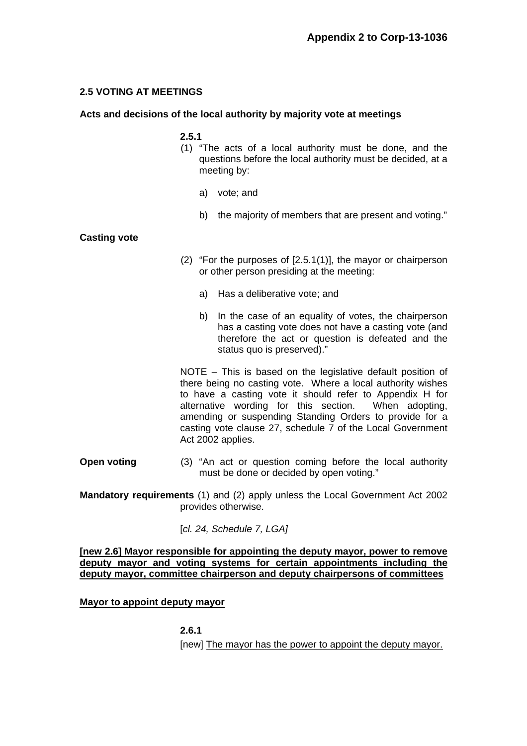**Appendix 2 to Corp-13-1036**

## 2.5 VOTING AT MEETINGS

**Acts and decisions of the local authority by majority vote at meetings**

**2.5.1**

(1) "The acts of a local authority must be done, and the questions before the local authority must be decided, at a meeting by:

a) vote; and

b) the majority of members that are present and voting."

**Casting vote**

(2) "For the purposes of [2.5.1(1)], the mayor or chairperson or other person presiding at the meeting:

a) Has a deliberative vote; and

b) In the case of an equality of votes, the chairperson has a casting vote does not have a casting vote (and therefore the act or question is defeated and the status quo is preserved)."

NOTE – This is based on the legislative default position of there being no casting vote. Where a local authority wishes to have a casting vote it should refer to Appendix H for alternative wording for this section. When adopting, amending or suspending Standing Orders to provide for a casting vote clause 27, schedule 7 of the Local Government Act 2002 applies.

**Open voting** (3) "An act or question coming before the local authority must be done or decided by open voting."

**Mandatory requirements** (1) and (2) apply unless the Local Government Act 2002 provides otherwise.

[*cl. 24, Schedule 7, LGA]*

**<u>[new 2.6] Mayor responsible for appointing the deputy mayor, power to remove deputy mayor and voting systems for certain appointments including the deputy mayor, committee chairperson and deputy chairpersons of committees</u>**

**<u>Mayor to appoint deputy mayor</u>**

**2.6.1**

[new] <u>The mayor has the power to appoint the deputy mayor.</u>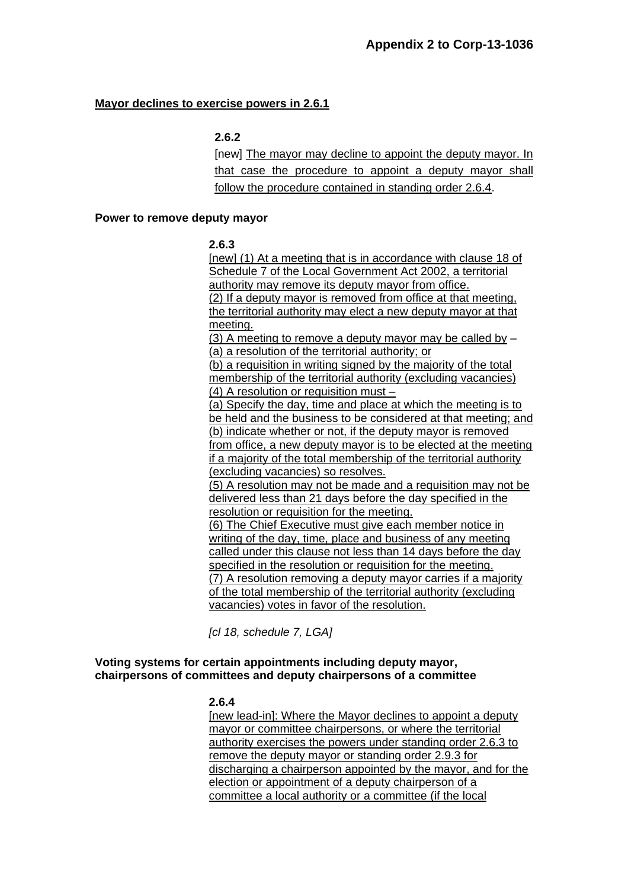**Mayor declines to exercise powers in 2.6.1**

**2.6.2**

[new] The mayor may decline to appoint the deputy mayor. In that case the procedure to appoint a deputy mayor shall follow the procedure contained in standing order 2.6.4.

**Power to remove deputy mayor**

**2.6.3**

[new] (1) At a meeting that is in accordance with clause 18 of Schedule 7 of the Local Government Act 2002, a territorial authority may remove its deputy mayor from office.

(2) If a deputy mayor is removed from office at that meeting, the territorial authority may elect a new deputy mayor at that meeting.

(3) A meeting to remove a deputy mayor may be called by –

(a) a resolution of the territorial authority; or

(b) a requisition in writing signed by the majority of the total membership of the territorial authority (excluding vacancies)

(4) A resolution or requisition must –

(a) Specify the day, time and place at which the meeting is to be held and the business to be considered at that meeting; and

(b) indicate whether or not, if the deputy mayor is removed from office, a new deputy mayor is to be elected at the meeting if a majority of the total membership of the territorial authority (excluding vacancies) so resolves.

(5) A resolution may not be made and a requisition may not be delivered less than 21 days before the day specified in the resolution or requisition for the meeting.

(6) The Chief Executive must give each member notice in writing of the day, time, place and business of any meeting called under this clause not less than 14 days before the day specified in the resolution or requisition for the meeting.

(7) A resolution removing a deputy mayor carries if a majority of the total membership of the territorial authority (excluding vacancies) votes in favor of the resolution.

*[cl 18, schedule 7, LGA]*

**Voting systems for certain appointments including deputy mayor, chairpersons of committees and deputy chairpersons of a committee**

**2.6.4**

[new lead-in]: Where the Mayor declines to appoint a deputy mayor or committee chairpersons, or where the territorial authority exercises the powers under standing order 2.6.3 to remove the deputy mayor or standing order 2.9.3 for discharging a chairperson appointed by the mayor, and for the election or appointment of a deputy chairperson of a committee a local authority or a committee (if the local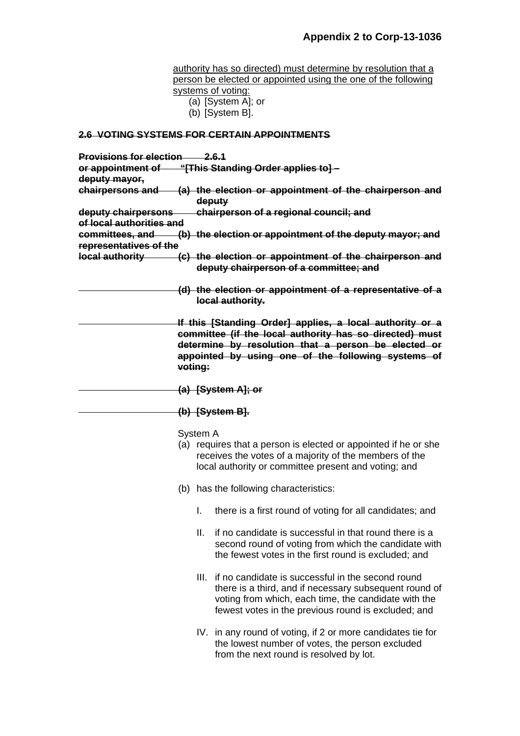authority has so directed) must determine by resolution that a person be elected or appointed using the one of the following systems of voting:

(a) [System A]; or
(b) [System B].

~~**2.6 VOTING SYSTEMS FOR CERTAIN APPOINTMENTS**~~

~~**Provisions for election or appointment of deputy mayor, chairpersons and deputy chairpersons of local authorities and committees, and representatives of the local authority**~~

~~**2.6.1**~~
~~**"[This Standing Order applies to] –**~~

~~**(a) the election or appointment of the chairperson and deputy chairperson of a regional council; and**~~

~~**(b) the election or appointment of the deputy mayor; and**~~

~~**(c) the election or appointment of the chairperson and deputy chairperson of a committee; and**~~

~~**(d) the election or appointment of a representative of a local authority.**~~

~~**If this [Standing Order] applies, a local authority or a committee (if the local authority has so directed) must determine by resolution that a person be elected or appointed by using one of the following systems of voting:**~~

~~**(a) [System A]; or**~~

~~**(b) [System B].**~~

System A

(a) requires that a person is elected or appointed if he or she receives the votes of a majority of the members of the local authority or committee present and voting; and

(b) has the following characteristics:

I. there is a first round of voting for all candidates; and

II. if no candidate is successful in that round there is a second round of voting from which the candidate with the fewest votes in the first round is excluded; and

III. if no candidate is successful in the second round there is a third, and if necessary subsequent round of voting from which, each time, the candidate with the fewest votes in the previous round is excluded; and

IV. in any round of voting, if 2 or more candidates tie for the lowest number of votes, the person excluded from the next round is resolved by lot.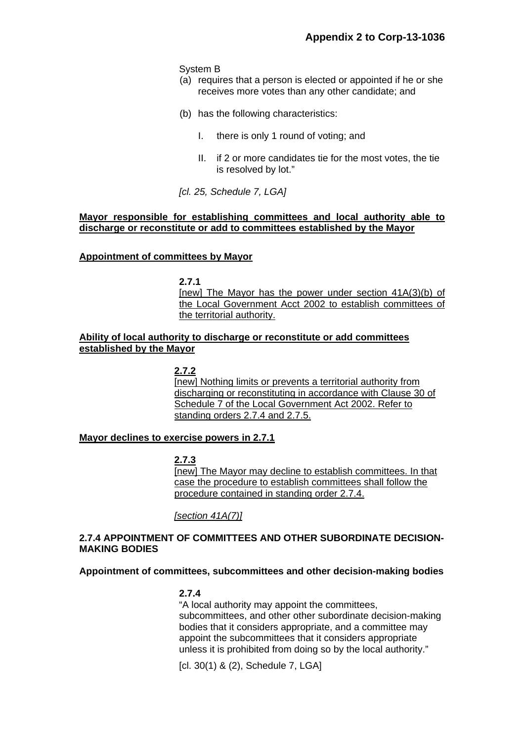System B

(a) requires that a person is elected or appointed if he or she receives more votes than any other candidate; and

(b) has the following characteristics:

I. there is only 1 round of voting; and

II. if 2 or more candidates tie for the most votes, the tie is resolved by lot."

*[cl. 25, Schedule 7, LGA]*

<u>**Mayor responsible for establishing committees and local authority able to discharge or reconstitute or add to committees established by the Mayor**</u>

<u>**Appointment of committees by Mayor**</u>

**2.7.1**
<u>[new] The Mayor has the power under section 41A(3)(b) of the Local Government Acct 2002 to establish committees of the territorial authority.</u>

<u>**Ability of local authority to discharge or reconstitute or add committees established by the Mayor**</u>

<u>**2.7.2**</u>
<u>[new] Nothing limits or prevents a territorial authority from discharging or reconstituting in accordance with Clause 30 of Schedule 7 of the Local Government Act 2002. Refer to standing orders 2.7.4 and 2.7.5.</u>

<u>**Mayor declines to exercise powers in 2.7.1**</u>

<u>**2.7.3**</u>
<u>[new] The Mayor may decline to establish committees. In that case the procedure to establish committees shall follow the procedure contained in standing order 2.7.4.</u>

<u>*[section 41A(7)]*</u>

**2.7.4 APPOINTMENT OF COMMITTEES AND OTHER SUBORDINATE DECISION-MAKING BODIES**

**Appointment of committees, subcommittees and other decision-making bodies**

**2.7.4**
"A local authority may appoint the committees, subcommittees, and other other subordinate decision-making bodies that it considers appropriate, and a committee may appoint the subcommittees that it considers appropriate unless it is prohibited from doing so by the local authority."

[cl. 30(1) & (2), Schedule 7, LGA]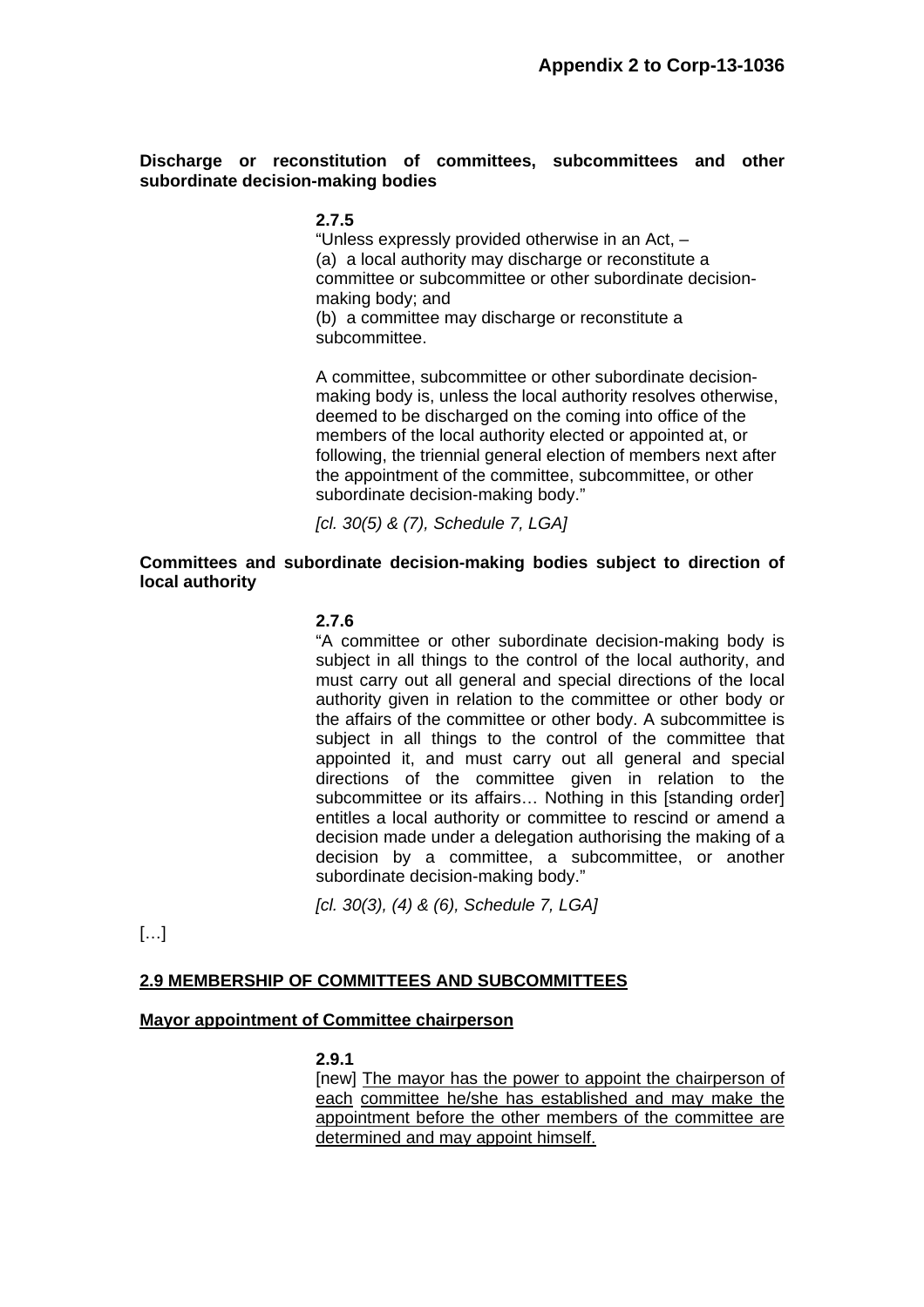**Discharge or reconstitution of committees, subcommittees and other subordinate decision-making bodies**

**2.7.5**

"Unless expressly provided otherwise in an Act, –
(a) a local authority may discharge or reconstitute a committee or subcommittee or other subordinate decision-making body; and
(b) a committee may discharge or reconstitute a subcommittee.

A committee, subcommittee or other subordinate decision-making body is, unless the local authority resolves otherwise, deemed to be discharged on the coming into office of the members of the local authority elected or appointed at, or following, the triennial general election of members next after the appointment of the committee, subcommittee, or other subordinate decision-making body."

*[cl. 30(5) & (7), Schedule 7, LGA]*

**Committees and subordinate decision-making bodies subject to direction of local authority**

**2.7.6**

"A committee or other subordinate decision-making body is subject in all things to the control of the local authority, and must carry out all general and special directions of the local authority given in relation to the committee or other body or the affairs of the committee or other body. A subcommittee is subject in all things to the control of the committee that appointed it, and must carry out all general and special directions of the committee given in relation to the subcommittee or its affairs… Nothing in this [standing order] entitles a local authority or committee to rescind or amend a decision made under a delegation authorising the making of a decision by a committee, a subcommittee, or another subordinate decision-making body."

*[cl. 30(3), (4) & (6), Schedule 7, LGA]*

[…]

**<u>2.9 MEMBERSHIP OF COMMITTEES AND SUBCOMMITTEES</u>**

**<u>Mayor appointment of Committee chairperson</u>**

**2.9.1**

[new] <u>The mayor has the power to appoint the chairperson of each committee he/she has established and may make the appointment before the other members of the committee are determined and may appoint himself.</u>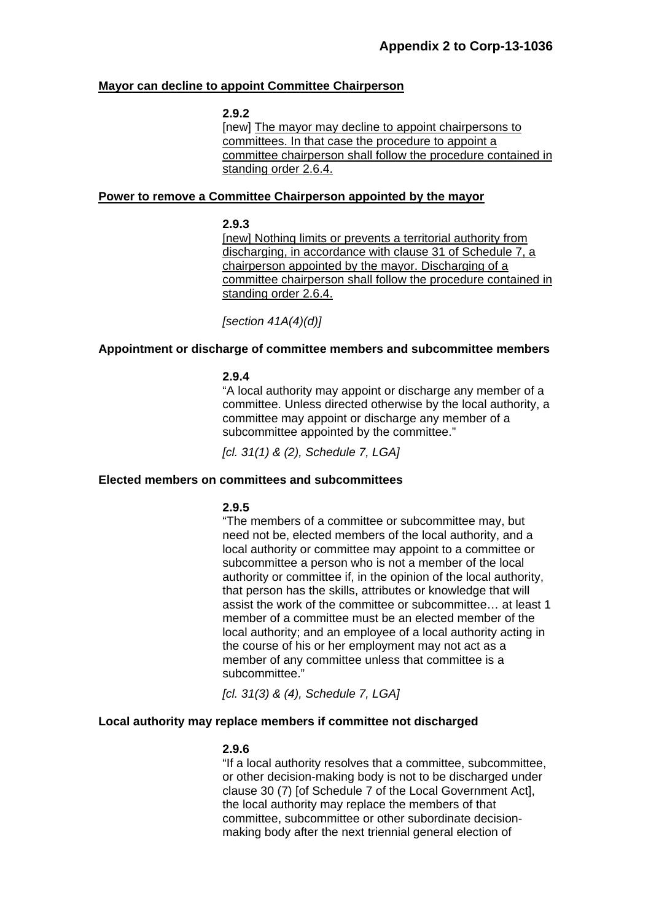**Mayor can decline to appoint Committee Chairperson**

**2.9.2**

[new] The mayor may decline to appoint chairpersons to committees. In that case the procedure to appoint a committee chairperson shall follow the procedure contained in standing order 2.6.4.

**Power to remove a Committee Chairperson appointed by the mayor**

**2.9.3**

[new] Nothing limits or prevents a territorial authority from discharging, in accordance with clause 31 of Schedule 7, a chairperson appointed by the mayor. Discharging of a committee chairperson shall follow the procedure contained in standing order 2.6.4.

*[section 41A(4)(d)]*

**Appointment or discharge of committee members and subcommittee members**

**2.9.4**

"A local authority may appoint or discharge any member of a committee. Unless directed otherwise by the local authority, a committee may appoint or discharge any member of a subcommittee appointed by the committee."

*[cl. 31(1) & (2), Schedule 7, LGA]*

**Elected members on committees and subcommittees**

**2.9.5**

"The members of a committee or subcommittee may, but need not be, elected members of the local authority, and a local authority or committee may appoint to a committee or subcommittee a person who is not a member of the local authority or committee if, in the opinion of the local authority, that person has the skills, attributes or knowledge that will assist the work of the committee or subcommittee… at least 1 member of a committee must be an elected member of the local authority; and an employee of a local authority acting in the course of his or her employment may not act as a member of any committee unless that committee is a subcommittee."

*[cl. 31(3) & (4), Schedule 7, LGA]*

**Local authority may replace members if committee not discharged**

**2.9.6**

"If a local authority resolves that a committee, subcommittee, or other decision-making body is not to be discharged under clause 30 (7) [of Schedule 7 of the Local Government Act], the local authority may replace the members of that committee, subcommittee or other subordinate decision-making body after the next triennial general election of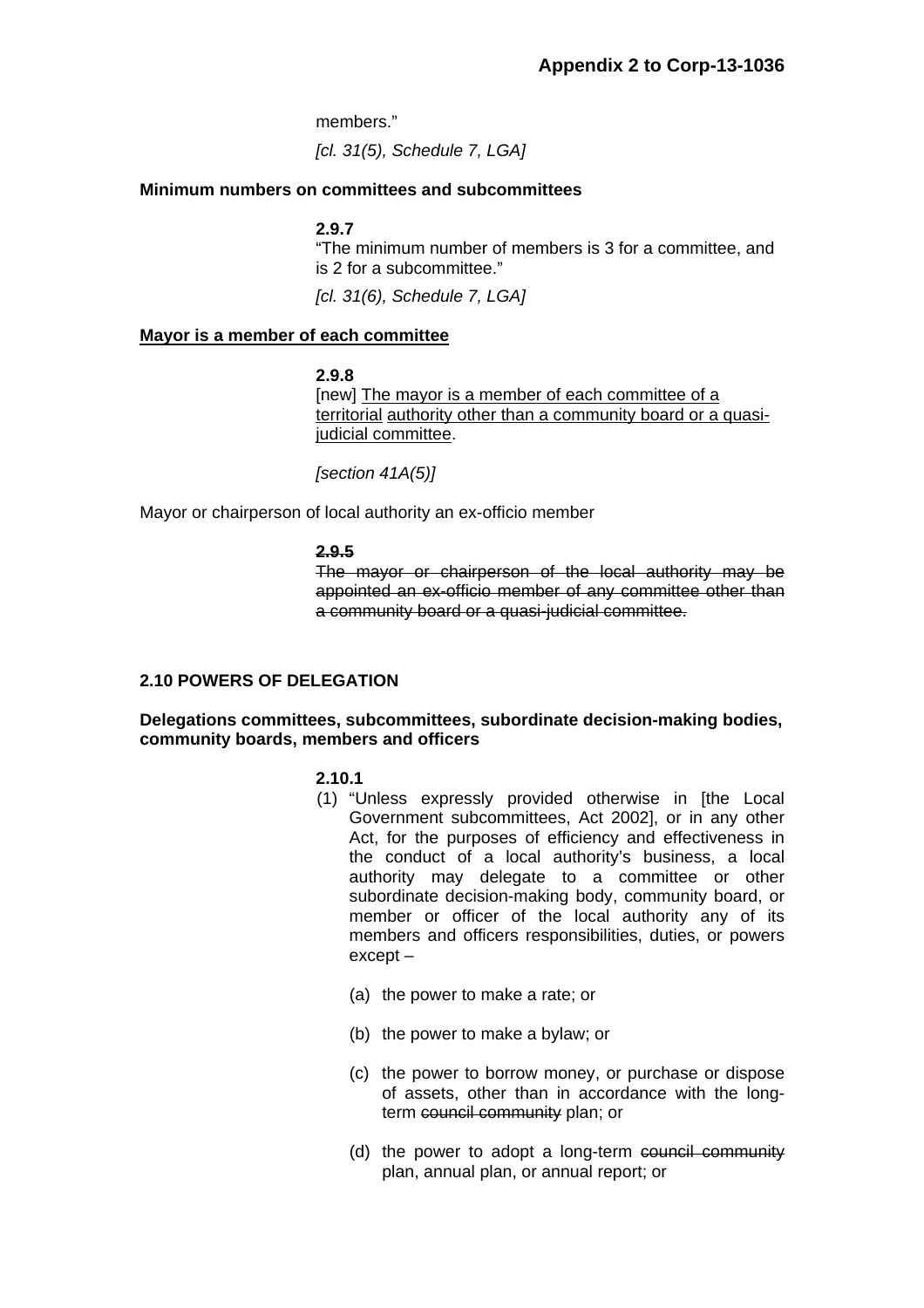members."

*[cl. 31(5), Schedule 7, LGA]*

**Minimum numbers on committees and subcommittees**

**2.9.7**
"The minimum number of members is 3 for a committee, and is 2 for a subcommittee."

*[cl. 31(6), Schedule 7, LGA]*

**<u>Mayor is a member of each committee</u>**

**2.9.8**
[new] <u>The mayor is a member of each committee of a territorial authority other than a community board or a quasi-judicial committee</u>.

*[section 41A(5)]*

Mayor or chairperson of local authority an ex-officio member

~~**2.9.5**~~
~~The mayor or chairperson of the local authority may be appointed an ex-officio member of any committee other than a community board or a quasi-judicial committee.~~

**2.10 POWERS OF DELEGATION**

**Delegations committees, subcommittees, subordinate decision-making bodies, community boards, members and officers**

**2.10.1**

(1) "Unless expressly provided otherwise in [the Local Government subcommittees, Act 2002], or in any other Act, for the purposes of efficiency and effectiveness in the conduct of a local authority's business, a local authority may delegate to a committee or other subordinate decision-making body, community board, or member or officer of the local authority any of its members and officers responsibilities, duties, or powers except –

   (a) the power to make a rate; or

   (b) the power to make a bylaw; or

   (c) the power to borrow money, or purchase or dispose of assets, other than in accordance with the long-term ~~council community~~ plan; or

   (d) the power to adopt a long-term ~~council community~~ plan, annual plan, or annual report; or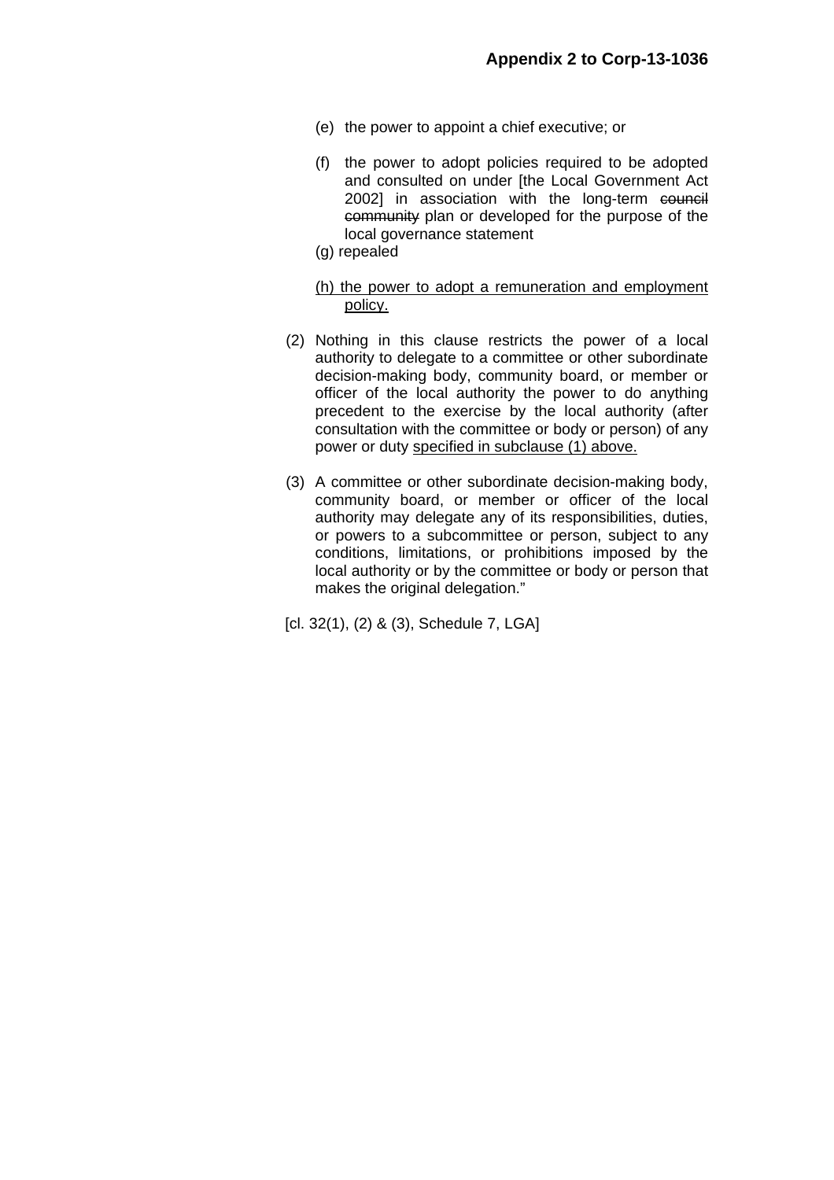(e) the power to appoint a chief executive; or

(f) the power to adopt policies required to be adopted and consulted on under [the Local Government Act 2002] in association with the long-term ~~council community~~ plan or developed for the purpose of the local governance statement

(g) repealed

<u>(h) the power to adopt a remuneration and employment policy.</u>

(2) Nothing in this clause restricts the power of a local authority to delegate to a committee or other subordinate decision-making body, community board, or member or officer of the local authority the power to do anything precedent to the exercise by the local authority (after consultation with the committee or body or person) of any power or duty <u>specified in subclause (1) above.</u>

(3) A committee or other subordinate decision-making body, community board, or member or officer of the local authority may delegate any of its responsibilities, duties, or powers to a subcommittee or person, subject to any conditions, limitations, or prohibitions imposed by the local authority or by the committee or body or person that makes the original delegation."

[cl. 32(1), (2) & (3), Schedule 7, LGA]